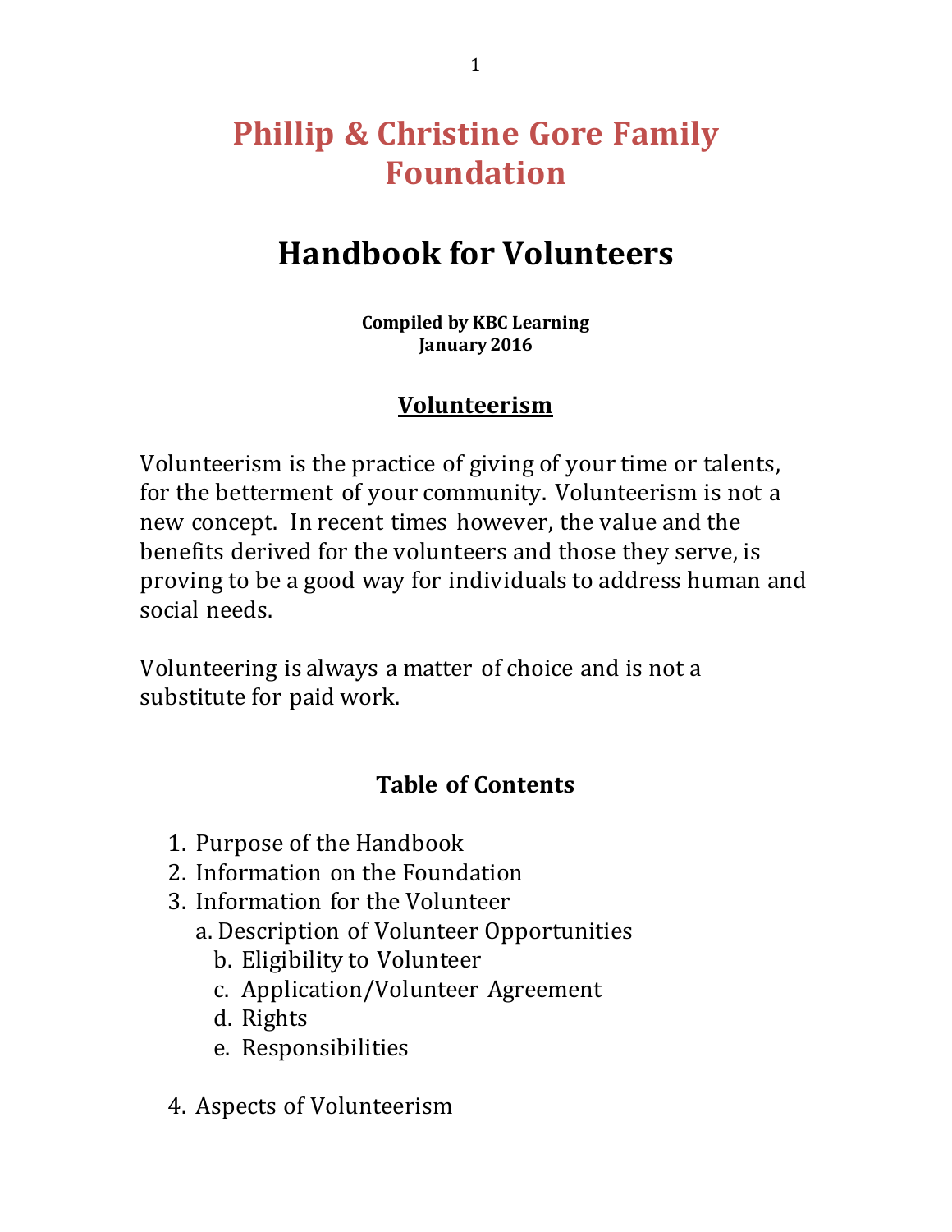# Phillip & Christine Gore Family Foundation

# Handbook for Volunteers

**Compiled by KBC Learning**
**January 2016**

## Volunteerism

Volunteerism is the practice of giving of your time or talents, for the betterment of your community. Volunteerism is not a new concept. In recent times however, the value and the benefits derived for the volunteers and those they serve, is proving to be a good way for individuals to address human and social needs.

Volunteering is always a matter of choice and is not a substitute for paid work.

### Table of Contents

1. Purpose of the Handbook
2. Information on the Foundation
3. Information for the Volunteer
   a. Description of Volunteer Opportunities
   b. Eligibility to Volunteer
   c. Application/Volunteer Agreement
   d. Rights
   e. Responsibilities

4. Aspects of Volunteerism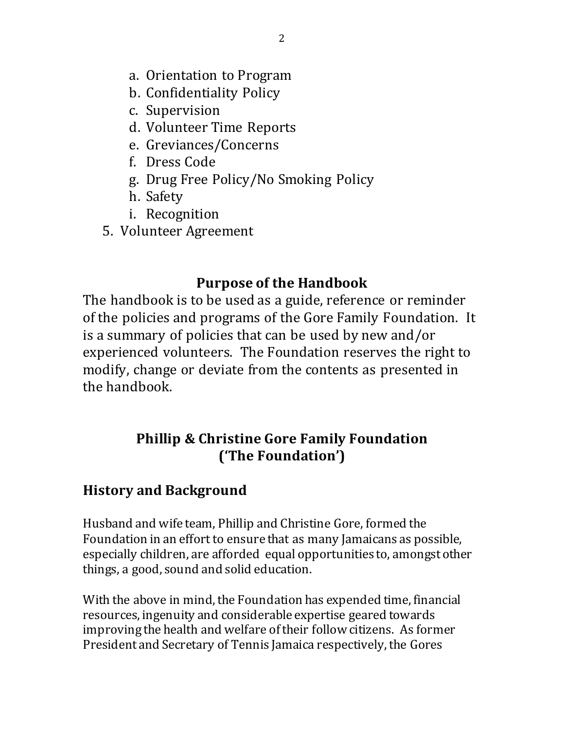a. Orientation to Program
b. Confidentiality Policy
c. Supervision
d. Volunteer Time Reports
e. Greviances/Concerns
f. Dress Code
g. Drug Free Policy/No Smoking Policy
h. Safety
i. Recognition

5. Volunteer Agreement

## Purpose of the Handbook

The handbook is to be used as a guide, reference or reminder of the policies and programs of the Gore Family Foundation. It is a summary of policies that can be used by new and/or experienced volunteers. The Foundation reserves the right to modify, change or deviate from the contents as presented in the handbook.

## Phillip & Christine Gore Family Foundation ('The Foundation')

### History and Background

Husband and wife team, Phillip and Christine Gore, formed the Foundation in an effort to ensure that as many Jamaicans as possible, especially children, are afforded equal opportunities to, amongst other things, a good, sound and solid education.

With the above in mind, the Foundation has expended time, financial resources, ingenuity and considerable expertise geared towards improving the health and welfare of their follow citizens. As former President and Secretary of Tennis Jamaica respectively, the Gores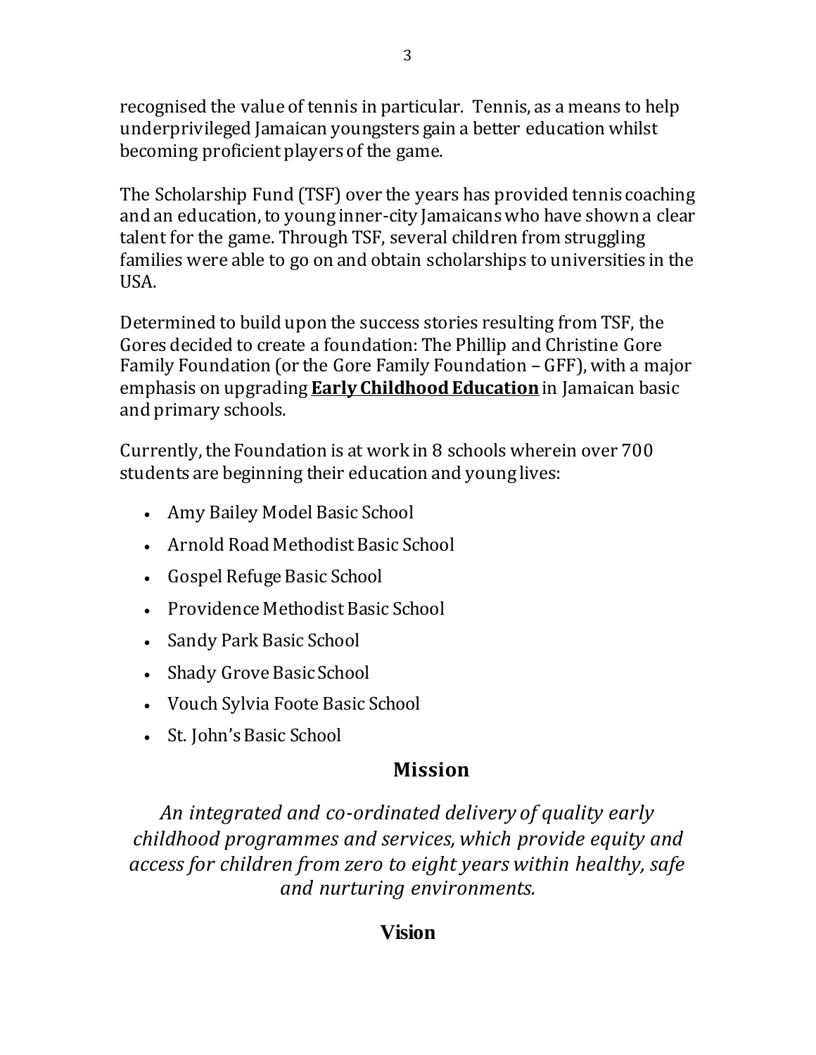recognised the value of tennis in particular. Tennis, as a means to help underprivileged Jamaican youngsters gain a better education whilst becoming proficient players of the game.

The Scholarship Fund (TSF) over the years has provided tennis coaching and an education, to young inner-city Jamaicans who have shown a clear talent for the game. Through TSF, several children from struggling families were able to go on and obtain scholarships to universities in the USA.

Determined to build upon the success stories resulting from TSF, the Gores decided to create a foundation: The Phillip and Christine Gore Family Foundation (or the Gore Family Foundation – GFF), with a major emphasis on upgrading **Early Childhood Education** in Jamaican basic and primary schools.

Currently, the Foundation is at work in 8 schools wherein over 700 students are beginning their education and young lives:

- Amy Bailey Model Basic School
- Arnold Road Methodist Basic School
- Gospel Refuge Basic School
- Providence Methodist Basic School
- Sandy Park Basic School
- Shady Grove Basic School
- Vouch Sylvia Foote Basic School
- St. John's Basic School

## Mission

*An integrated and co-ordinated delivery of quality early childhood programmes and services, which provide equity and access for children from zero to eight years within healthy, safe and nurturing environments.*

## Vision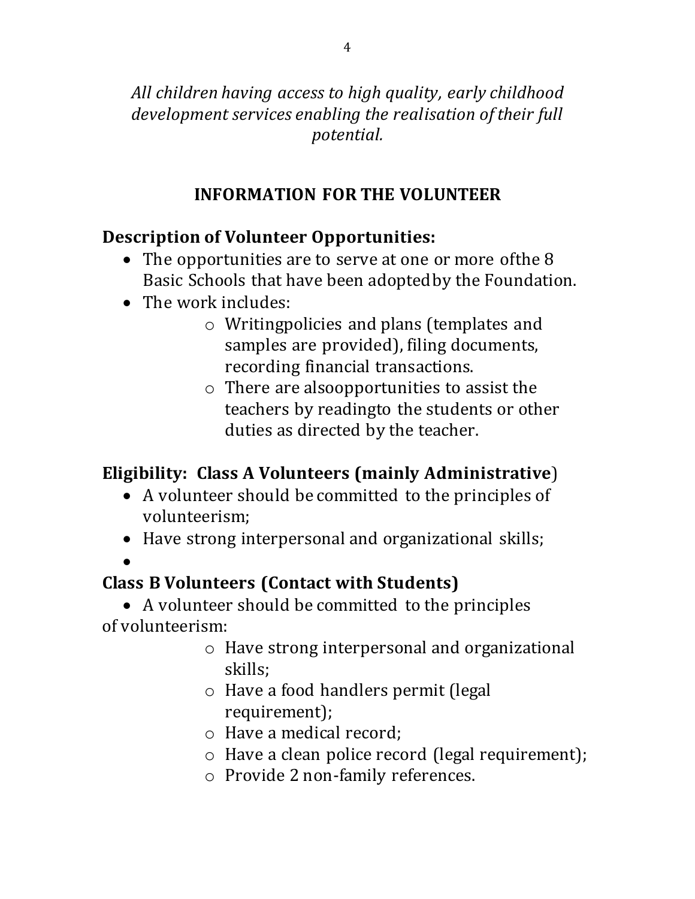*All children having access to high quality, early childhood development services enabling the realisation of their full potential.*

## INFORMATION FOR THE VOLUNTEER

### Description of Volunteer Opportunities:

- The opportunities are to serve at one or more ofthe 8 Basic Schools that have been adoptedby the Foundation.
- The work includes:
  - Writingpolicies and plans (templates and samples are provided), filing documents, recording financial transactions.
  - There are alsoopportunities to assist the teachers by readingto the students or other duties as directed by the teacher.

### Eligibility: Class A Volunteers (mainly Administrative)

- A volunteer should be committed to the principles of volunteerism;
- Have strong interpersonal and organizational skills;
- 

### Class B Volunteers (Contact with Students)

- A volunteer should be committed to the principles of volunteerism:
  - Have strong interpersonal and organizational skills;
  - Have a food handlers permit (legal requirement);
  - Have a medical record;
  - Have a clean police record (legal requirement);
  - Provide 2 non-family references.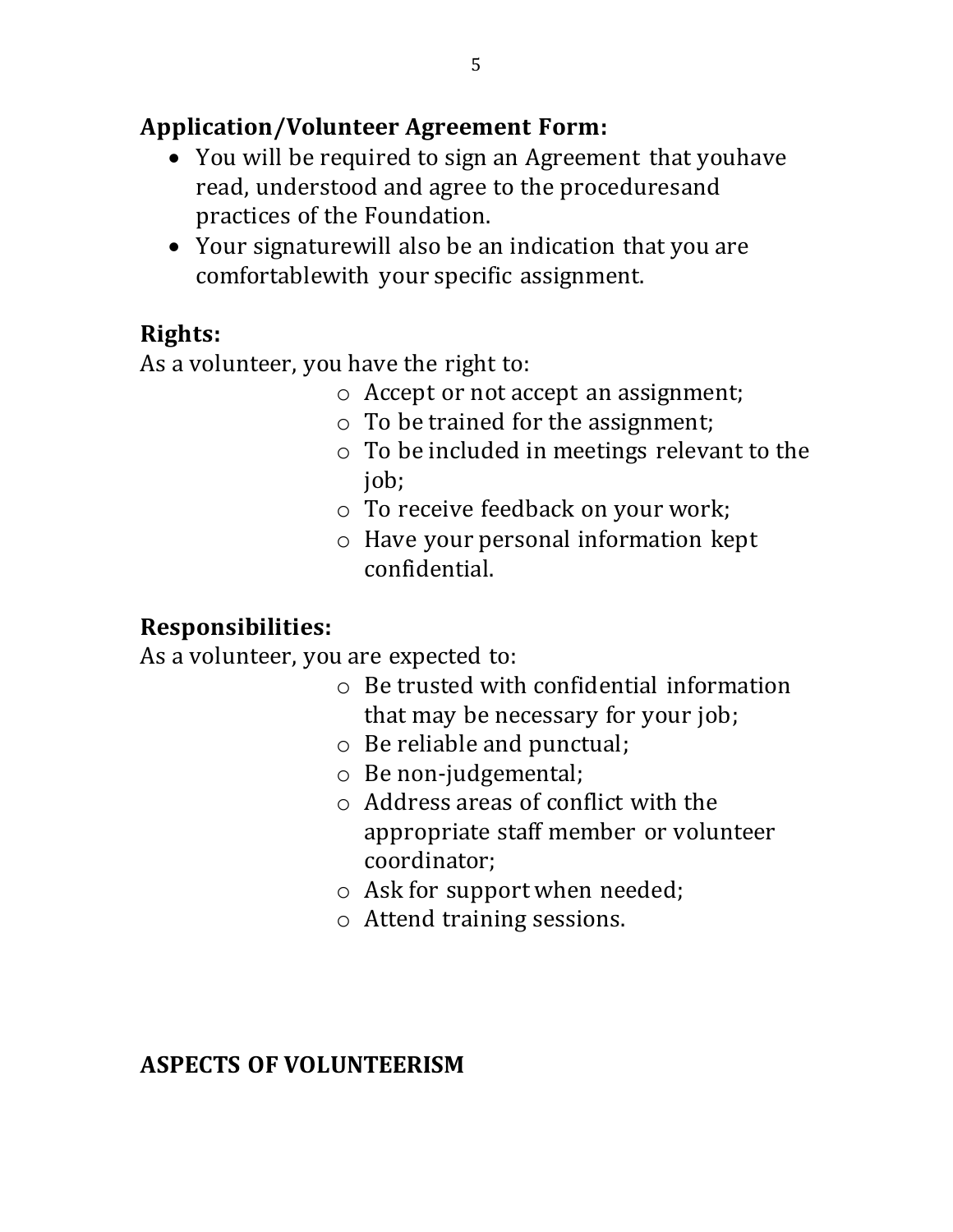## Application/Volunteer Agreement Form:

- You will be required to sign an Agreement that youhave read, understood and agree to the proceduresand practices of the Foundation.
- Your signaturewill also be an indication that you are comfortablewith your specific assignment.

## Rights:

As a volunteer, you have the right to:

- Accept or not accept an assignment;
- To be trained for the assignment;
- To be included in meetings relevant to the job;
- To receive feedback on your work;
- Have your personal information kept confidential.

## Responsibilities:

As a volunteer, you are expected to:

- Be trusted with confidential information that may be necessary for your job;
- Be reliable and punctual;
- Be non-judgemental;
- Address areas of conflict with the appropriate staff member or volunteer coordinator;
- Ask for support when needed;
- Attend training sessions.

## ASPECTS OF VOLUNTEERISM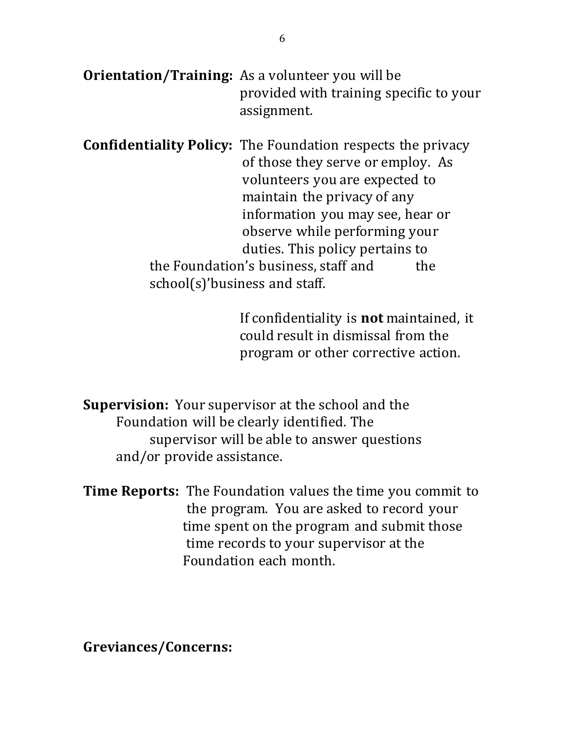**Orientation/Training:** As a volunteer you will be provided with training specific to your assignment.

**Confidentiality Policy:** The Foundation respects the privacy of those they serve or employ. As volunteers you are expected to maintain the privacy of any information you may see, hear or observe while performing your duties. This policy pertains to the Foundation's business, staff and the school(s)'business and staff.

If confidentiality is **not** maintained, it could result in dismissal from the program or other corrective action.

**Supervision:** Your supervisor at the school and the Foundation will be clearly identified. The supervisor will be able to answer questions and/or provide assistance.

**Time Reports:** The Foundation values the time you commit to the program. You are asked to record your time spent on the program and submit those time records to your supervisor at the Foundation each month.

**Greviances/Concerns:**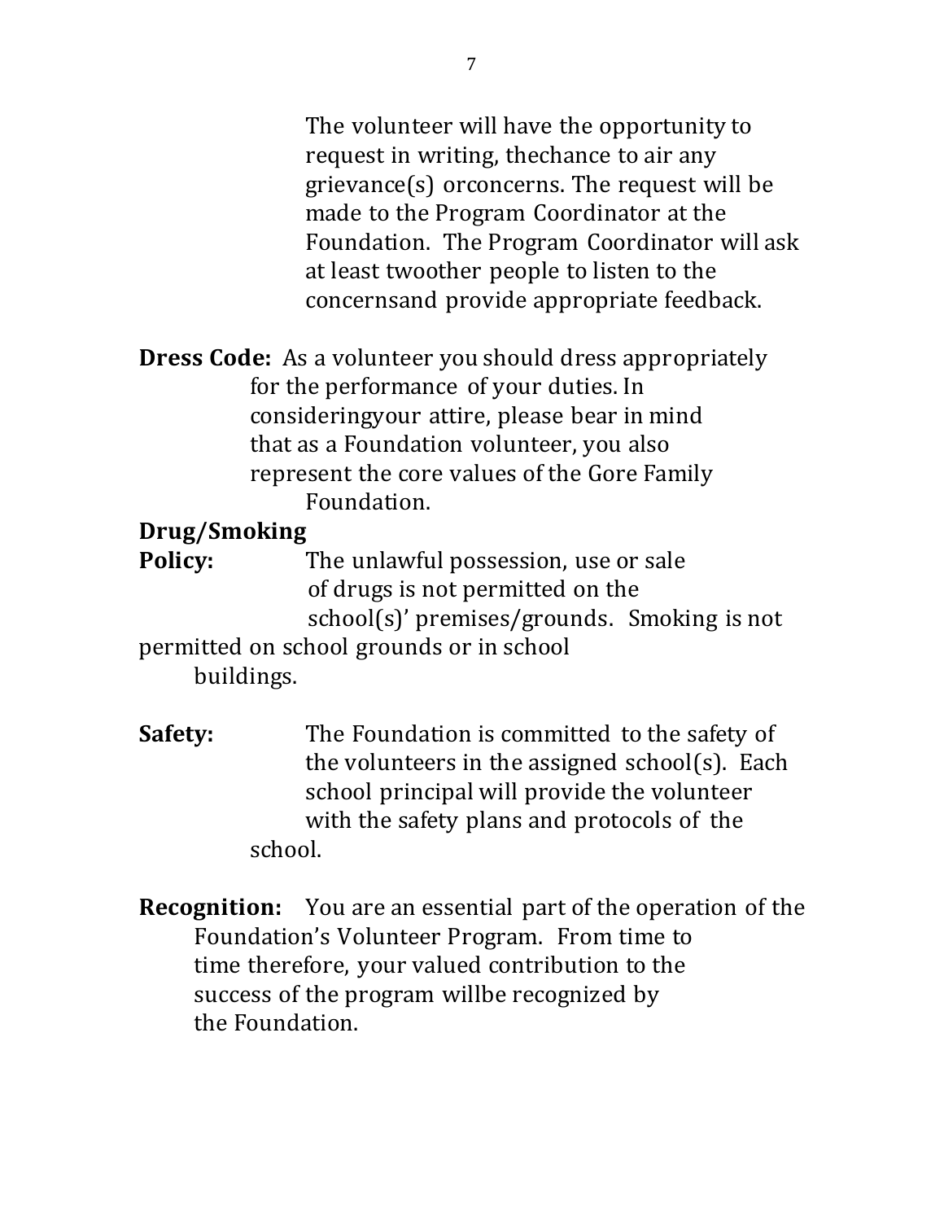The volunteer will have the opportunity to request in writing, thechance to air any grievance(s) orconcerns. The request will be made to the Program Coordinator at the Foundation. The Program Coordinator will ask at least twoother people to listen to the concernsand provide appropriate feedback.

**Dress Code:** As a volunteer you should dress appropriately for the performance of your duties. In consideringyour attire, please bear in mind that as a Foundation volunteer, you also represent the core values of the Gore Family Foundation.

**Drug/Smoking Policy:** The unlawful possession, use or sale of drugs is not permitted on the school(s)' premises/grounds. Smoking is not permitted on school grounds or in school buildings.

**Safety:** The Foundation is committed to the safety of the volunteers in the assigned school(s). Each school principal will provide the volunteer with the safety plans and protocols of the school.

**Recognition:** You are an essential part of the operation of the Foundation's Volunteer Program. From time to time therefore, your valued contribution to the success of the program willbe recognized by the Foundation.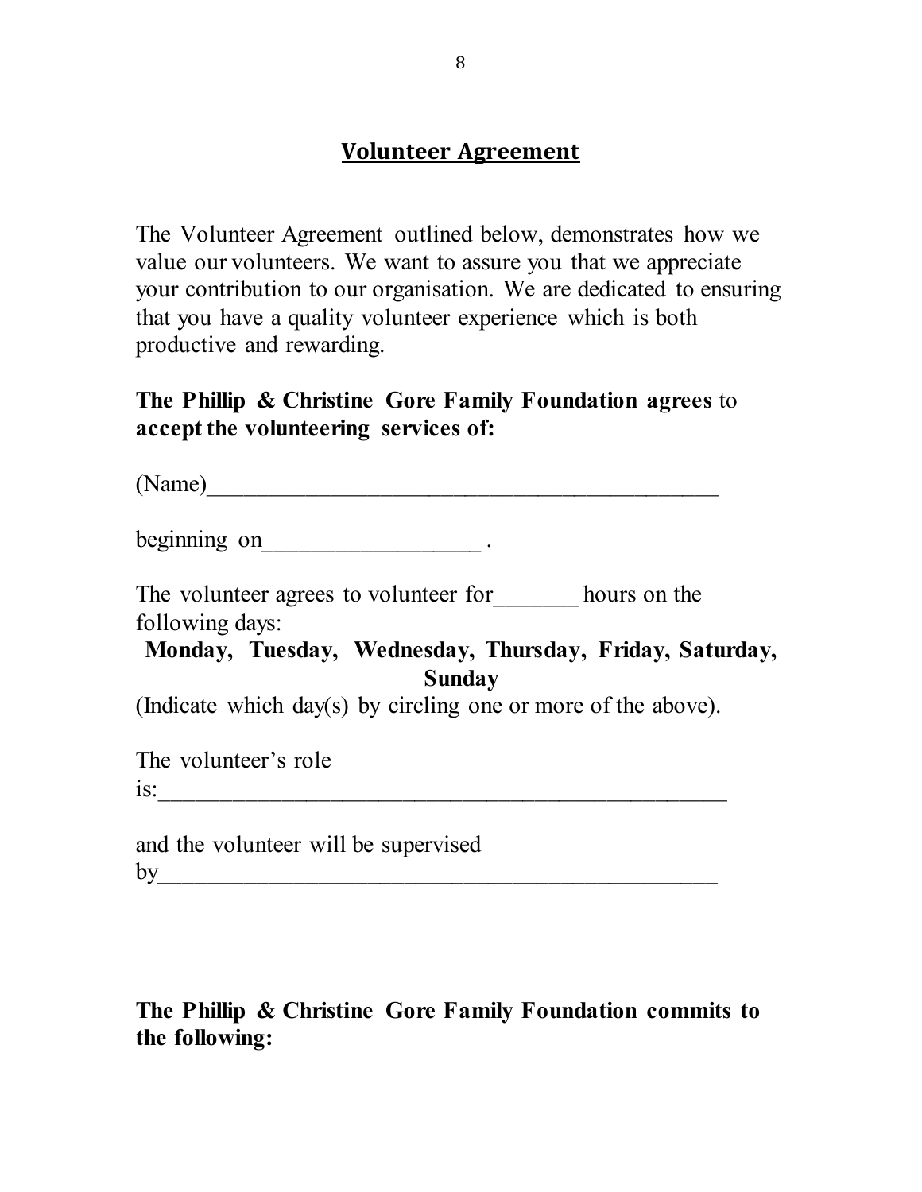## Volunteer Agreement

The Volunteer Agreement outlined below, demonstrates how we value our volunteers. We want to assure you that we appreciate your contribution to our organisation. We are dedicated to ensuring that you have a quality volunteer experience which is both productive and rewarding.

**The Phillip & Christine Gore Family Foundation agrees** to **accept the volunteering services of:**

(Name)____________________________________________

beginning on__________________ .

The volunteer agrees to volunteer for_______ hours on the following days:

**Monday, Tuesday, Wednesday, Thursday, Friday, Saturday, Sunday**

(Indicate which day(s) by circling one or more of the above).

The volunteer's role is:_______________________________________________

and the volunteer will be supervised by_______________________________________________

**The Phillip & Christine Gore Family Foundation commits to the following:**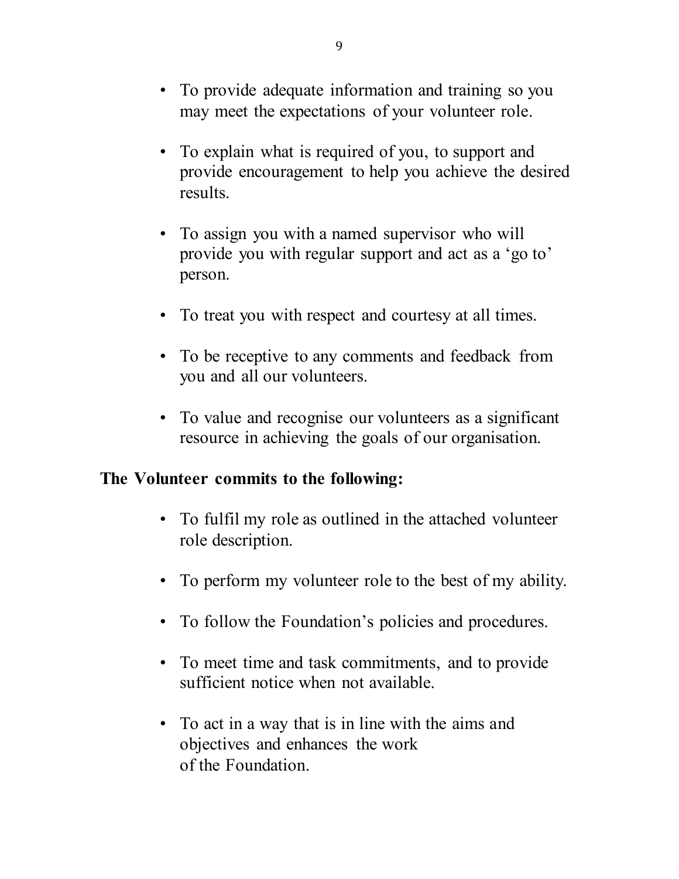- To provide adequate information and training so you may meet the expectations of your volunteer role.
- To explain what is required of you, to support and provide encouragement to help you achieve the desired results.
- To assign you with a named supervisor who will provide you with regular support and act as a 'go to' person.
- To treat you with respect and courtesy at all times.
- To be receptive to any comments and feedback from you and all our volunteers.
- To value and recognise our volunteers as a significant resource in achieving the goals of our organisation.

**The Volunteer commits to the following:**

- To fulfil my role as outlined in the attached volunteer role description.
- To perform my volunteer role to the best of my ability.
- To follow the Foundation's policies and procedures.
- To meet time and task commitments, and to provide sufficient notice when not available.
- To act in a way that is in line with the aims and objectives and enhances the work of the Foundation.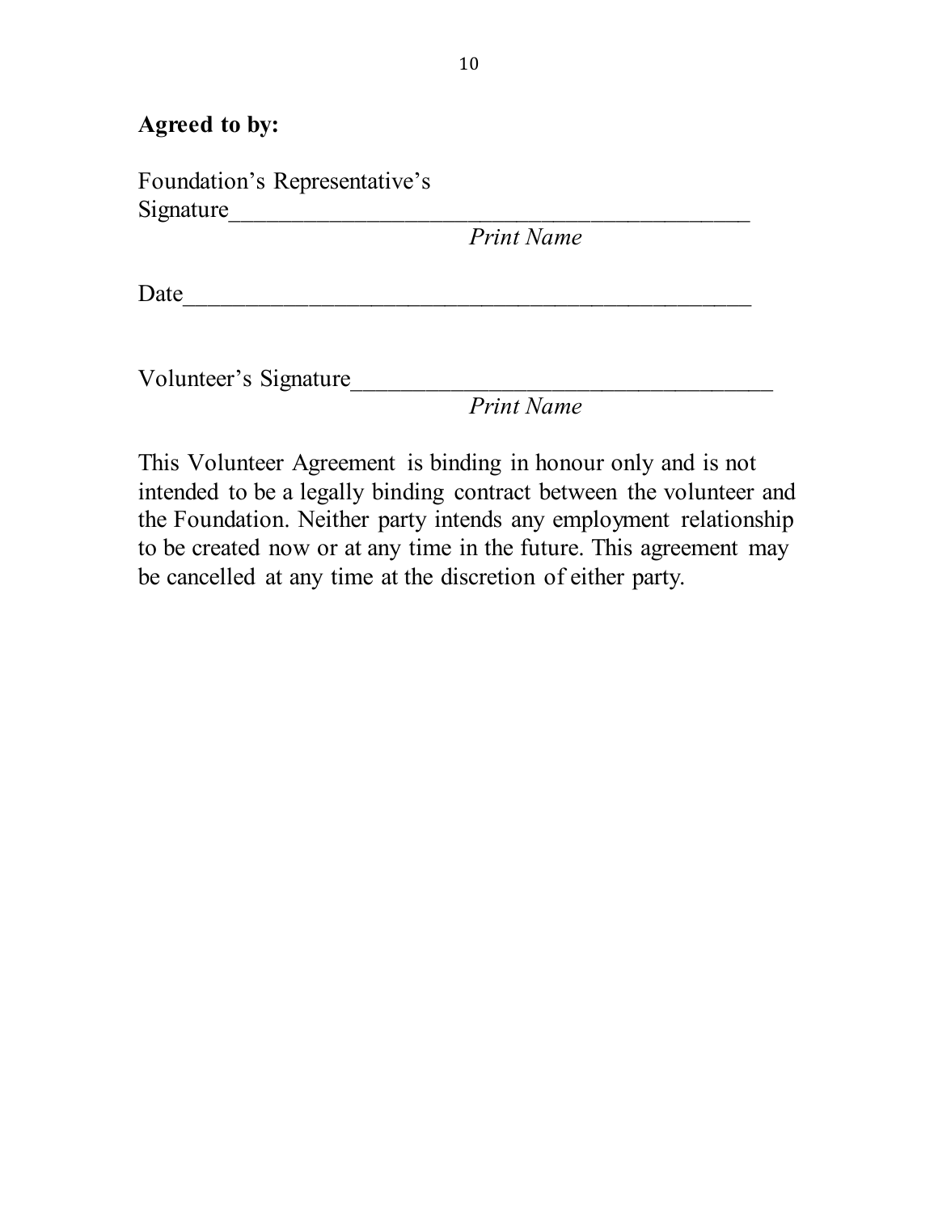**Agreed to by:**

Foundation's Representative's
Signature_______________________________________________
*Print Name*

Date___________________________________________________

Volunteer's Signature____________________________________
*Print Name*

This Volunteer Agreement is binding in honour only and is not intended to be a legally binding contract between the volunteer and the Foundation. Neither party intends any employment relationship to be created now or at any time in the future. This agreement may be cancelled at any time at the discretion of either party.